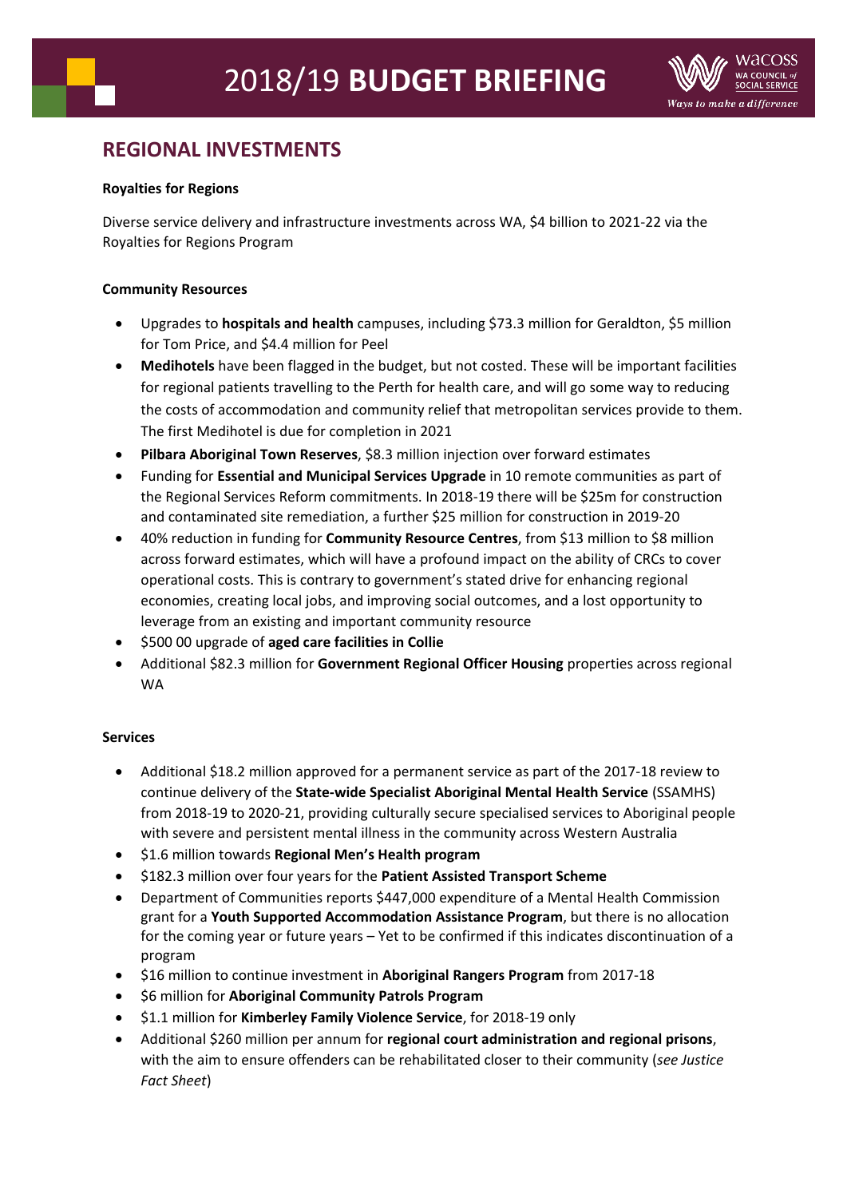# 2018/19 **BUDGET BRIEFING**

## REGIONAL INVESTMENTS

**Royalties for Regions**

Diverse service delivery and infrastructure investments across WA, $4 billion to 2021-22 via the Royalties for Regions Program

**Community Resources**

- Upgrades to **hospitals and health** campuses, including $73.3 million for Geraldton, $5 million for Tom Price, and $4.4 million for Peel
- **Medihotels** have been flagged in the budget, but not costed. These will be important facilities for regional patients travelling to the Perth for health care, and will go some way to reducing the costs of accommodation and community relief that metropolitan services provide to them. The first Medihotel is due for completion in 2021
- **Pilbara Aboriginal Town Reserves**, $8.3 million injection over forward estimates
- Funding for **Essential and Municipal Services Upgrade** in 10 remote communities as part of the Regional Services Reform commitments. In 2018-19 there will be $25m for construction and contaminated site remediation, a further $25 million for construction in 2019-20
- 40% reduction in funding for **Community Resource Centres**, from $13 million to $8 million across forward estimates, which will have a profound impact on the ability of CRCs to cover operational costs. This is contrary to government's stated drive for enhancing regional economies, creating local jobs, and improving social outcomes, and a lost opportunity to leverage from an existing and important community resource
- $500 00 upgrade of **aged care facilities in Collie**
- Additional $82.3 million for **Government Regional Officer Housing** properties across regional WA

**Services**

- Additional $18.2 million approved for a permanent service as part of the 2017-18 review to continue delivery of the **State-wide Specialist Aboriginal Mental Health Service** (SSAMHS) from 2018-19 to 2020-21, providing culturally secure specialised services to Aboriginal people with severe and persistent mental illness in the community across Western Australia
- $1.6 million towards **Regional Men's Health program**
- $182.3 million over four years for the **Patient Assisted Transport Scheme**
- Department of Communities reports $447,000 expenditure of a Mental Health Commission grant for a **Youth Supported Accommodation Assistance Program**, but there is no allocation for the coming year or future years – Yet to be confirmed if this indicates discontinuation of a program
- $16 million to continue investment in **Aboriginal Rangers Program** from 2017-18
- $6 million for **Aboriginal Community Patrols Program**
- $1.1 million for **Kimberley Family Violence Service**, for 2018-19 only
- Additional $260 million per annum for **regional court administration and regional prisons**, with the aim to ensure offenders can be rehabilitated closer to their community (*see Justice Fact Sheet*)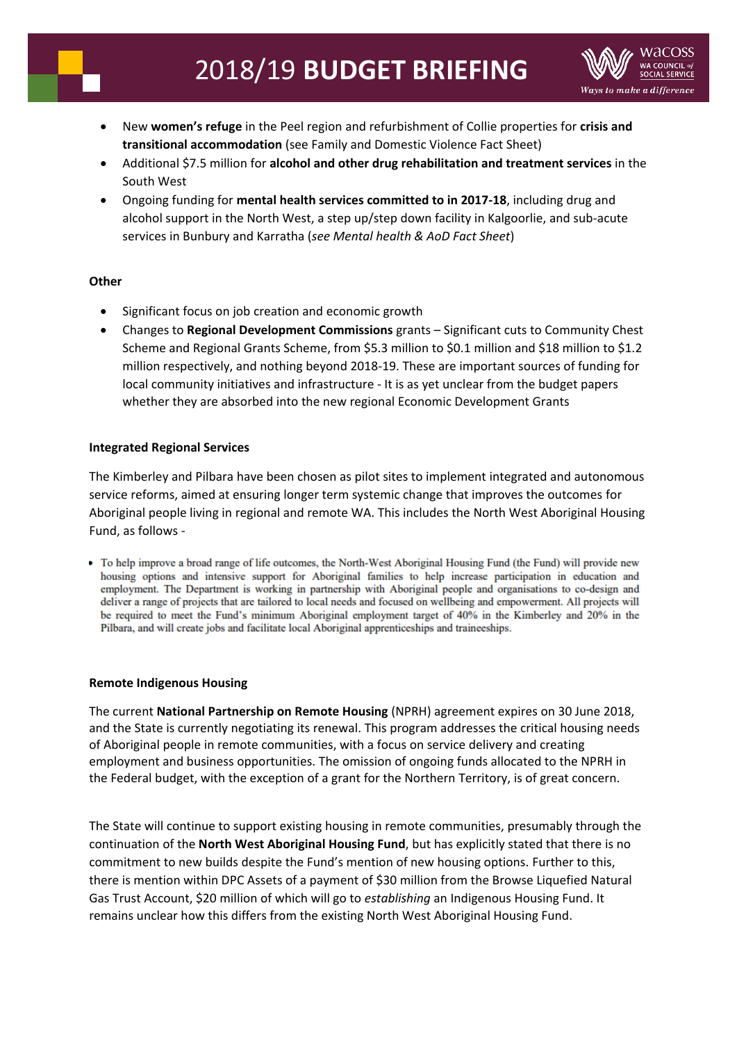- New **women's refuge** in the Peel region and refurbishment of Collie properties for **crisis and transitional accommodation** (see Family and Domestic Violence Fact Sheet)
- Additional $7.5 million for **alcohol and other drug rehabilitation and treatment services** in the South West
- Ongoing funding for **mental health services committed to in 2017-18**, including drug and alcohol support in the North West, a step up/step down facility in Kalgoorlie, and sub-acute services in Bunbury and Karratha (*see Mental health & AoD Fact Sheet*)

**Other**

- Significant focus on job creation and economic growth
- Changes to **Regional Development Commissions** grants – Significant cuts to Community Chest Scheme and Regional Grants Scheme, from $5.3 million to $0.1 million and $18 million to $1.2 million respectively, and nothing beyond 2018-19. These are important sources of funding for local community initiatives and infrastructure - It is as yet unclear from the budget papers whether they are absorbed into the new regional Economic Development Grants

**Integrated Regional Services**

The Kimberley and Pilbara have been chosen as pilot sites to implement integrated and autonomous service reforms, aimed at ensuring longer term systemic change that improves the outcomes for Aboriginal people living in regional and remote WA. This includes the North West Aboriginal Housing Fund, as follows -

- To help improve a broad range of life outcomes, the North-West Aboriginal Housing Fund (the Fund) will provide new housing options and intensive support for Aboriginal families to help increase participation in education and employment. The Department is working in partnership with Aboriginal people and organisations to co-design and deliver a range of projects that are tailored to local needs and focused on wellbeing and empowerment. All projects will be required to meet the Fund's minimum Aboriginal employment target of 40% in the Kimberley and 20% in the Pilbara, and will create jobs and facilitate local Aboriginal apprenticeships and traineeships.

**Remote Indigenous Housing**

The current **National Partnership on Remote Housing** (NPRH) agreement expires on 30 June 2018, and the State is currently negotiating its renewal. This program addresses the critical housing needs of Aboriginal people in remote communities, with a focus on service delivery and creating employment and business opportunities. The omission of ongoing funds allocated to the NPRH in the Federal budget, with the exception of a grant for the Northern Territory, is of great concern.

The State will continue to support existing housing in remote communities, presumably through the continuation of the **North West Aboriginal Housing Fund**, but has explicitly stated that there is no commitment to new builds despite the Fund's mention of new housing options. Further to this, there is mention within DPC Assets of a payment of $30 million from the Browse Liquefied Natural Gas Trust Account, $20 million of which will go to *establishing* an Indigenous Housing Fund. It remains unclear how this differs from the existing North West Aboriginal Housing Fund.